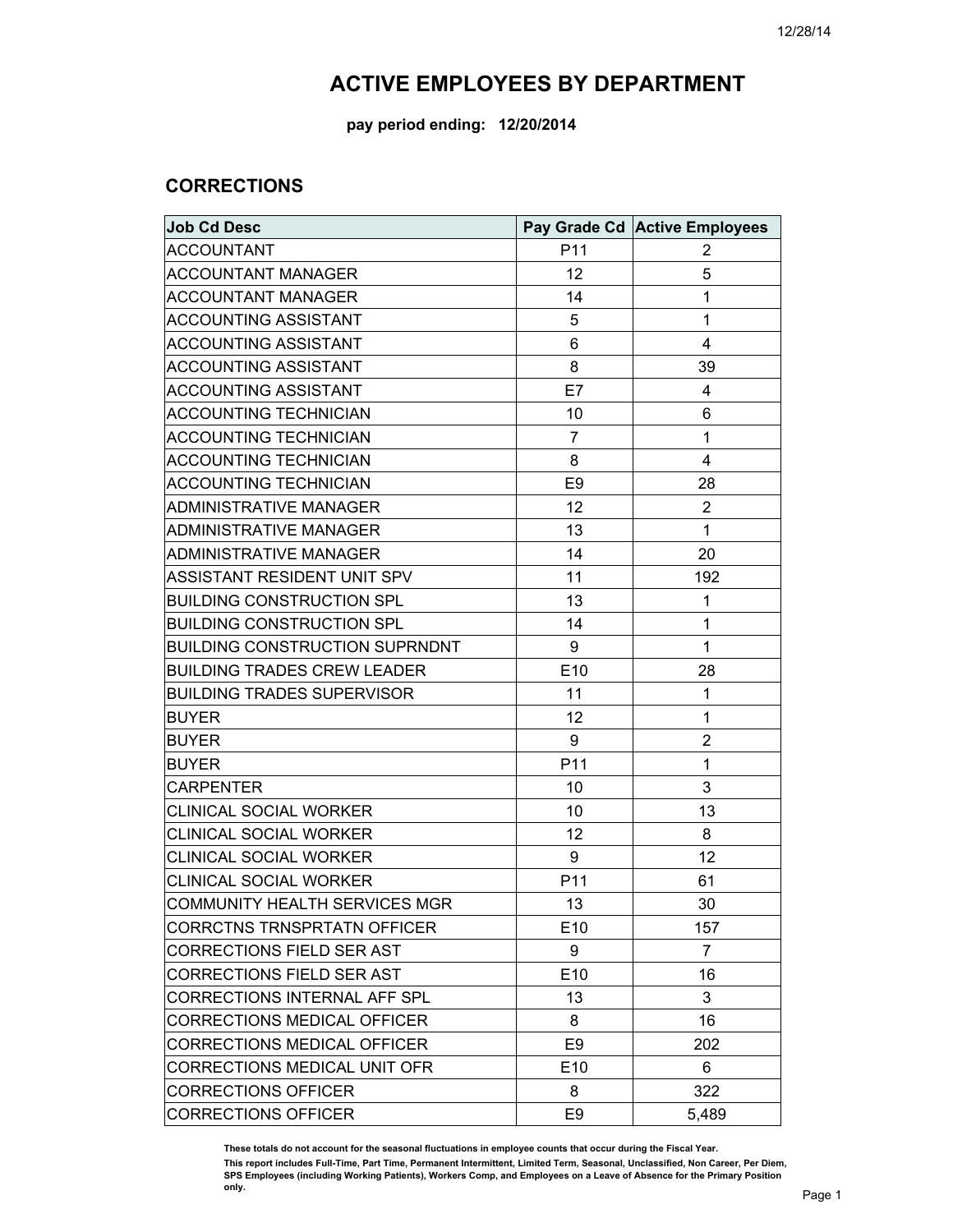# ACTIVE EMPLOYEES BY DEPARTMENT

**pay period ending: 12/20/2014**

## CORRECTIONS

| Job Cd Desc | Pay Grade Cd | Active Employees |
|---|---|---|
| ACCOUNTANT | P11 | 2 |
| ACCOUNTANT MANAGER | 12 | 5 |
| ACCOUNTANT MANAGER | 14 | 1 |
| ACCOUNTING ASSISTANT | 5 | 1 |
| ACCOUNTING ASSISTANT | 6 | 4 |
| ACCOUNTING ASSISTANT | 8 | 39 |
| ACCOUNTING ASSISTANT | E7 | 4 |
| ACCOUNTING TECHNICIAN | 10 | 6 |
| ACCOUNTING TECHNICIAN | 7 | 1 |
| ACCOUNTING TECHNICIAN | 8 | 4 |
| ACCOUNTING TECHNICIAN | E9 | 28 |
| ADMINISTRATIVE MANAGER | 12 | 2 |
| ADMINISTRATIVE MANAGER | 13 | 1 |
| ADMINISTRATIVE MANAGER | 14 | 20 |
| ASSISTANT RESIDENT UNIT SPV | 11 | 192 |
| BUILDING CONSTRUCTION SPL | 13 | 1 |
| BUILDING CONSTRUCTION SPL | 14 | 1 |
| BUILDING CONSTRUCTION SUPRNDNT | 9 | 1 |
| BUILDING TRADES CREW LEADER | E10 | 28 |
| BUILDING TRADES SUPERVISOR | 11 | 1 |
| BUYER | 12 | 1 |
| BUYER | 9 | 2 |
| BUYER | P11 | 1 |
| CARPENTER | 10 | 3 |
| CLINICAL SOCIAL WORKER | 10 | 13 |
| CLINICAL SOCIAL WORKER | 12 | 8 |
| CLINICAL SOCIAL WORKER | 9 | 12 |
| CLINICAL SOCIAL WORKER | P11 | 61 |
| COMMUNITY HEALTH SERVICES MGR | 13 | 30 |
| CORRCTNS TRNSPRTATN OFFICER | E10 | 157 |
| CORRECTIONS FIELD SER AST | 9 | 7 |
| CORRECTIONS FIELD SER AST | E10 | 16 |
| CORRECTIONS INTERNAL AFF SPL | 13 | 3 |
| CORRECTIONS MEDICAL OFFICER | 8 | 16 |
| CORRECTIONS MEDICAL OFFICER | E9 | 202 |
| CORRECTIONS MEDICAL UNIT OFR | E10 | 6 |
| CORRECTIONS OFFICER | 8 | 322 |
| CORRECTIONS OFFICER | E9 | 5,489 |

**These totals do not account for the seasonal fluctuations in employee counts that occur during the Fiscal Year.**

**This report includes Full-Time, Part Time, Permanent Intermittent, Limited Term, Seasonal, Unclassified, Non Career, Per Diem, SPS Employees (including Working Patients), Workers Comp, and Employees on a Leave of Absence for the Primary Position only.**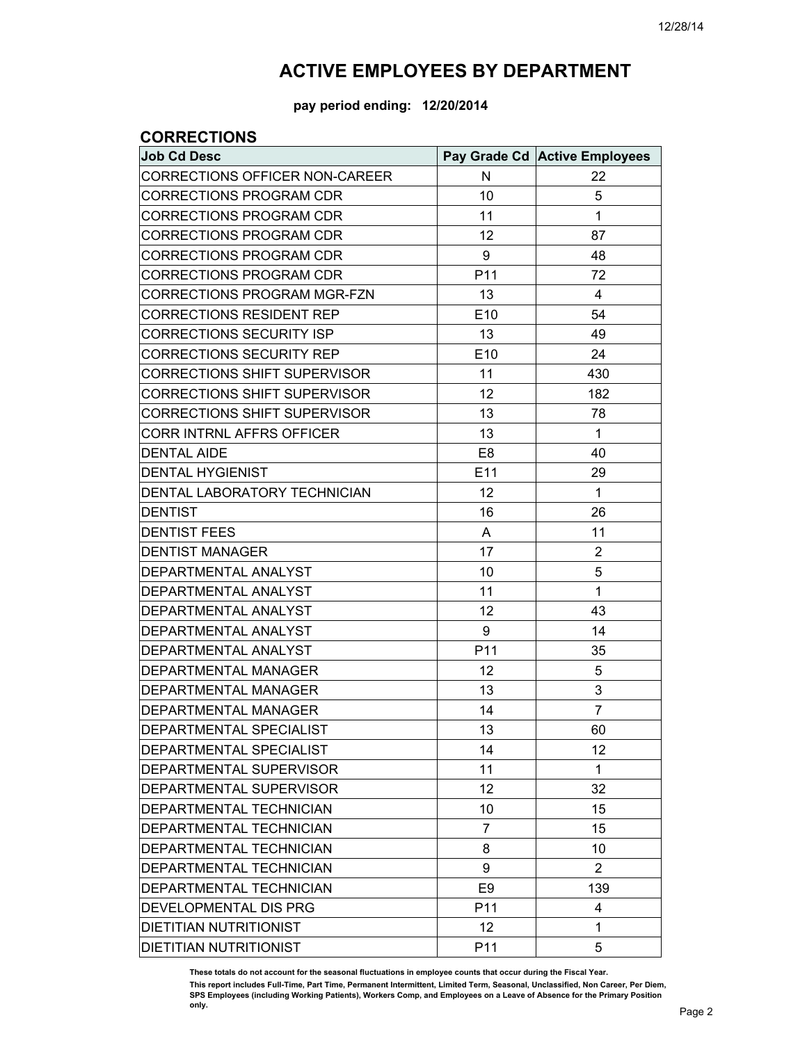# ACTIVE EMPLOYEES BY DEPARTMENT

**pay period ending: 12/20/2014**

## CORRECTIONS

| Job Cd Desc | Pay Grade Cd | Active Employees |
|---|---|---|
| CORRECTIONS OFFICER NON-CAREER | N | 22 |
| CORRECTIONS PROGRAM CDR | 10 | 5 |
| CORRECTIONS PROGRAM CDR | 11 | 1 |
| CORRECTIONS PROGRAM CDR | 12 | 87 |
| CORRECTIONS PROGRAM CDR | 9 | 48 |
| CORRECTIONS PROGRAM CDR | P11 | 72 |
| CORRECTIONS PROGRAM MGR-FZN | 13 | 4 |
| CORRECTIONS RESIDENT REP | E10 | 54 |
| CORRECTIONS SECURITY ISP | 13 | 49 |
| CORRECTIONS SECURITY REP | E10 | 24 |
| CORRECTIONS SHIFT SUPERVISOR | 11 | 430 |
| CORRECTIONS SHIFT SUPERVISOR | 12 | 182 |
| CORRECTIONS SHIFT SUPERVISOR | 13 | 78 |
| CORR INTRNL AFFRS OFFICER | 13 | 1 |
| DENTAL AIDE | E8 | 40 |
| DENTAL HYGIENIST | E11 | 29 |
| DENTAL LABORATORY TECHNICIAN | 12 | 1 |
| DENTIST | 16 | 26 |
| DENTIST FEES | A | 11 |
| DENTIST MANAGER | 17 | 2 |
| DEPARTMENTAL ANALYST | 10 | 5 |
| DEPARTMENTAL ANALYST | 11 | 1 |
| DEPARTMENTAL ANALYST | 12 | 43 |
| DEPARTMENTAL ANALYST | 9 | 14 |
| DEPARTMENTAL ANALYST | P11 | 35 |
| DEPARTMENTAL MANAGER | 12 | 5 |
| DEPARTMENTAL MANAGER | 13 | 3 |
| DEPARTMENTAL MANAGER | 14 | 7 |
| DEPARTMENTAL SPECIALIST | 13 | 60 |
| DEPARTMENTAL SPECIALIST | 14 | 12 |
| DEPARTMENTAL SUPERVISOR | 11 | 1 |
| DEPARTMENTAL SUPERVISOR | 12 | 32 |
| DEPARTMENTAL TECHNICIAN | 10 | 15 |
| DEPARTMENTAL TECHNICIAN | 7 | 15 |
| DEPARTMENTAL TECHNICIAN | 8 | 10 |
| DEPARTMENTAL TECHNICIAN | 9 | 2 |
| DEPARTMENTAL TECHNICIAN | E9 | 139 |
| DEVELOPMENTAL DIS PRG | P11 | 4 |
| DIETITIAN NUTRITIONIST | 12 | 1 |
| DIETITIAN NUTRITIONIST | P11 | 5 |

**These totals do not account for the seasonal fluctuations in employee counts that occur during the Fiscal Year.**

**This report includes Full-Time, Part Time, Permanent Intermittent, Limited Term, Seasonal, Unclassified, Non Career, Per Diem, SPS Employees (including Working Patients), Workers Comp, and Employees on a Leave of Absence for the Primary Position only.**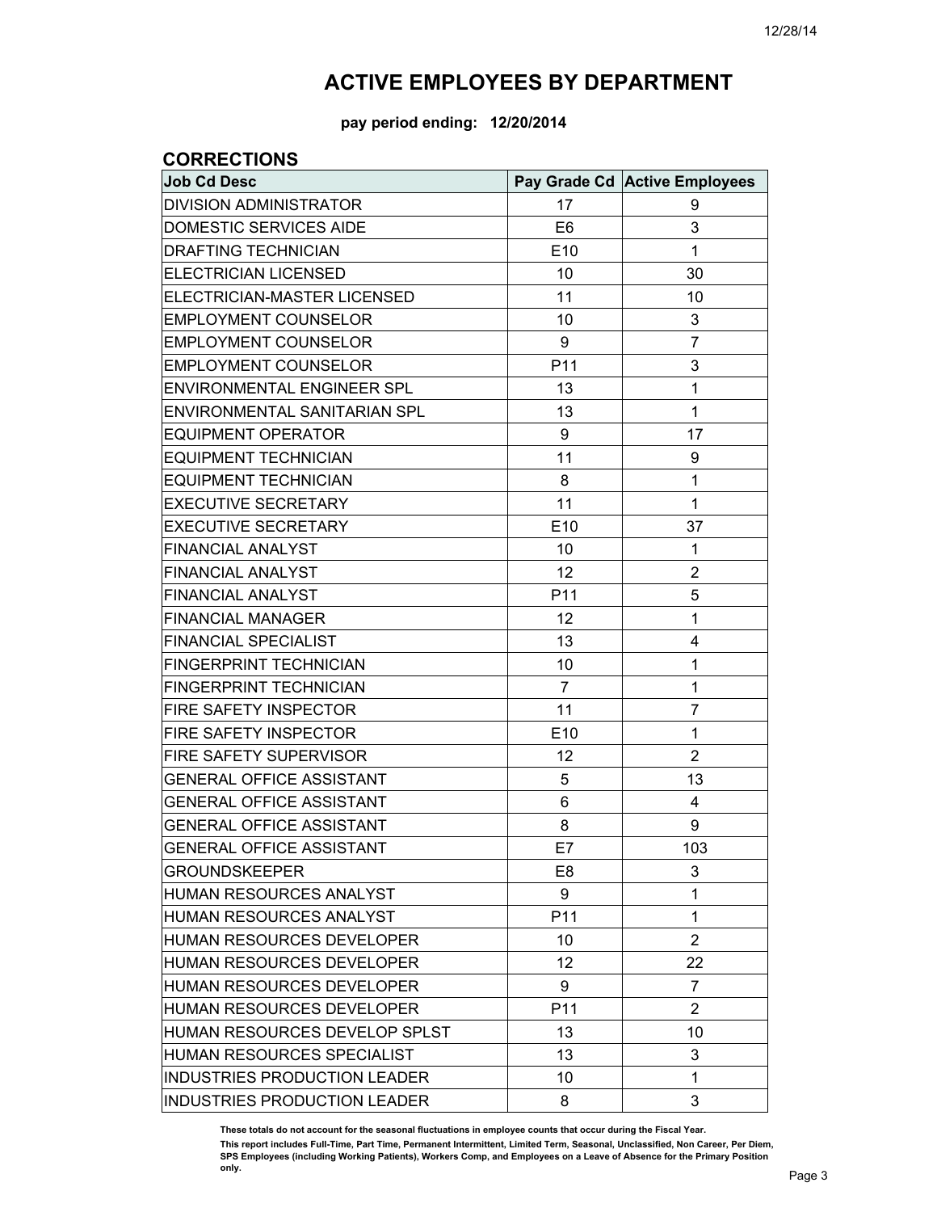# ACTIVE EMPLOYEES BY DEPARTMENT

**pay period ending: 12/20/2014**

## CORRECTIONS

| Job Cd Desc | Pay Grade Cd | Active Employees |
|---|---|---|
| DIVISION ADMINISTRATOR | 17 | 9 |
| DOMESTIC SERVICES AIDE | E6 | 3 |
| DRAFTING TECHNICIAN | E10 | 1 |
| ELECTRICIAN LICENSED | 10 | 30 |
| ELECTRICIAN-MASTER LICENSED | 11 | 10 |
| EMPLOYMENT COUNSELOR | 10 | 3 |
| EMPLOYMENT COUNSELOR | 9 | 7 |
| EMPLOYMENT COUNSELOR | P11 | 3 |
| ENVIRONMENTAL ENGINEER SPL | 13 | 1 |
| ENVIRONMENTAL SANITARIAN SPL | 13 | 1 |
| EQUIPMENT OPERATOR | 9 | 17 |
| EQUIPMENT TECHNICIAN | 11 | 9 |
| EQUIPMENT TECHNICIAN | 8 | 1 |
| EXECUTIVE SECRETARY | 11 | 1 |
| EXECUTIVE SECRETARY | E10 | 37 |
| FINANCIAL ANALYST | 10 | 1 |
| FINANCIAL ANALYST | 12 | 2 |
| FINANCIAL ANALYST | P11 | 5 |
| FINANCIAL MANAGER | 12 | 1 |
| FINANCIAL SPECIALIST | 13 | 4 |
| FINGERPRINT TECHNICIAN | 10 | 1 |
| FINGERPRINT TECHNICIAN | 7 | 1 |
| FIRE SAFETY INSPECTOR | 11 | 7 |
| FIRE SAFETY INSPECTOR | E10 | 1 |
| FIRE SAFETY SUPERVISOR | 12 | 2 |
| GENERAL OFFICE ASSISTANT | 5 | 13 |
| GENERAL OFFICE ASSISTANT | 6 | 4 |
| GENERAL OFFICE ASSISTANT | 8 | 9 |
| GENERAL OFFICE ASSISTANT | E7 | 103 |
| GROUNDSKEEPER | E8 | 3 |
| HUMAN RESOURCES ANALYST | 9 | 1 |
| HUMAN RESOURCES ANALYST | P11 | 1 |
| HUMAN RESOURCES DEVELOPER | 10 | 2 |
| HUMAN RESOURCES DEVELOPER | 12 | 22 |
| HUMAN RESOURCES DEVELOPER | 9 | 7 |
| HUMAN RESOURCES DEVELOPER | P11 | 2 |
| HUMAN RESOURCES DEVELOP SPLST | 13 | 10 |
| HUMAN RESOURCES SPECIALIST | 13 | 3 |
| INDUSTRIES PRODUCTION LEADER | 10 | 1 |
| INDUSTRIES PRODUCTION LEADER | 8 | 3 |

**These totals do not account for the seasonal fluctuations in employee counts that occur during the Fiscal Year.**

**This report includes Full-Time, Part Time, Permanent Intermittent, Limited Term, Seasonal, Unclassified, Non Career, Per Diem, SPS Employees (including Working Patients), Workers Comp, and Employees on a Leave of Absence for the Primary Position only.**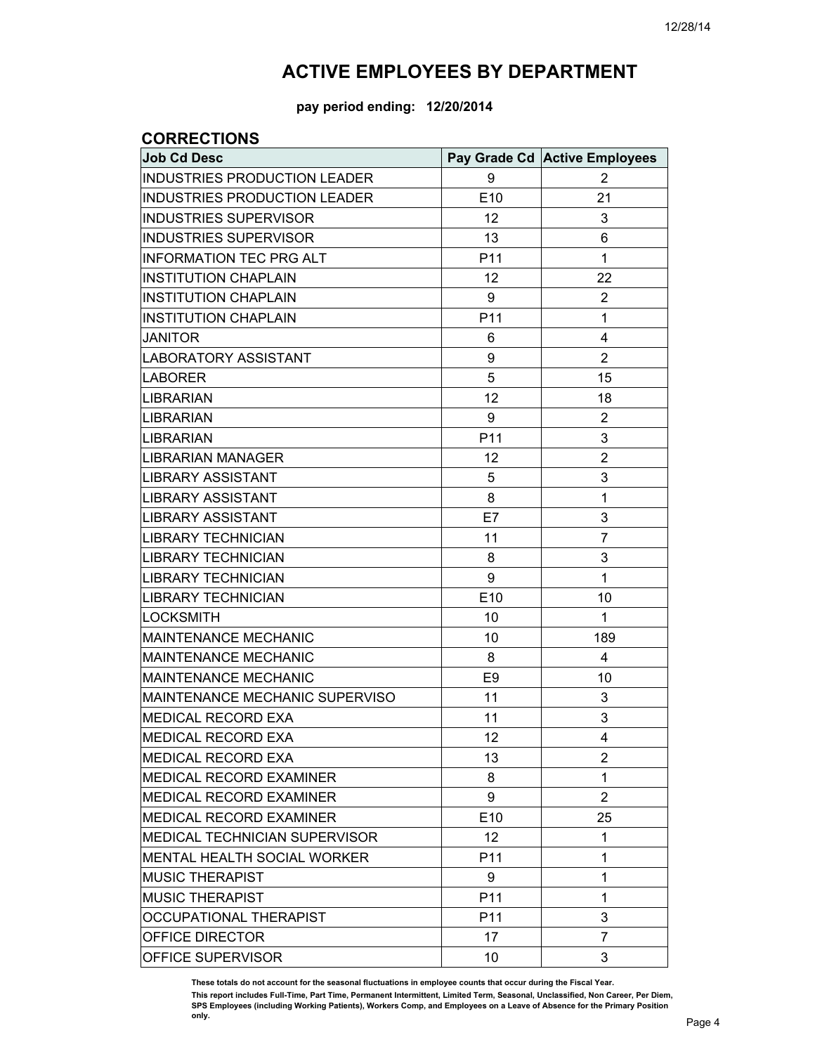# ACTIVE EMPLOYEES BY DEPARTMENT

**pay period ending: 12/20/2014**

## CORRECTIONS

| Job Cd Desc | Pay Grade Cd | Active Employees |
|---|---|---|
| INDUSTRIES PRODUCTION LEADER | 9 | 2 |
| INDUSTRIES PRODUCTION LEADER | E10 | 21 |
| INDUSTRIES SUPERVISOR | 12 | 3 |
| INDUSTRIES SUPERVISOR | 13 | 6 |
| INFORMATION TEC PRG ALT | P11 | 1 |
| INSTITUTION CHAPLAIN | 12 | 22 |
| INSTITUTION CHAPLAIN | 9 | 2 |
| INSTITUTION CHAPLAIN | P11 | 1 |
| JANITOR | 6 | 4 |
| LABORATORY ASSISTANT | 9 | 2 |
| LABORER | 5 | 15 |
| LIBRARIAN | 12 | 18 |
| LIBRARIAN | 9 | 2 |
| LIBRARIAN | P11 | 3 |
| LIBRARIAN MANAGER | 12 | 2 |
| LIBRARY ASSISTANT | 5 | 3 |
| LIBRARY ASSISTANT | 8 | 1 |
| LIBRARY ASSISTANT | E7 | 3 |
| LIBRARY TECHNICIAN | 11 | 7 |
| LIBRARY TECHNICIAN | 8 | 3 |
| LIBRARY TECHNICIAN | 9 | 1 |
| LIBRARY TECHNICIAN | E10 | 10 |
| LOCKSMITH | 10 | 1 |
| MAINTENANCE MECHANIC | 10 | 189 |
| MAINTENANCE MECHANIC | 8 | 4 |
| MAINTENANCE MECHANIC | E9 | 10 |
| MAINTENANCE MECHANIC SUPERVISO | 11 | 3 |
| MEDICAL RECORD EXA | 11 | 3 |
| MEDICAL RECORD EXA | 12 | 4 |
| MEDICAL RECORD EXA | 13 | 2 |
| MEDICAL RECORD EXAMINER | 8 | 1 |
| MEDICAL RECORD EXAMINER | 9 | 2 |
| MEDICAL RECORD EXAMINER | E10 | 25 |
| MEDICAL TECHNICIAN SUPERVISOR | 12 | 1 |
| MENTAL HEALTH SOCIAL WORKER | P11 | 1 |
| MUSIC THERAPIST | 9 | 1 |
| MUSIC THERAPIST | P11 | 1 |
| OCCUPATIONAL THERAPIST | P11 | 3 |
| OFFICE DIRECTOR | 17 | 7 |
| OFFICE SUPERVISOR | 10 | 3 |

**These totals do not account for the seasonal fluctuations in employee counts that occur during the Fiscal Year.**

**This report includes Full-Time, Part Time, Permanent Intermittent, Limited Term, Seasonal, Unclassified, Non Career, Per Diem, SPS Employees (including Working Patients), Workers Comp, and Employees on a Leave of Absence for the Primary Position only.**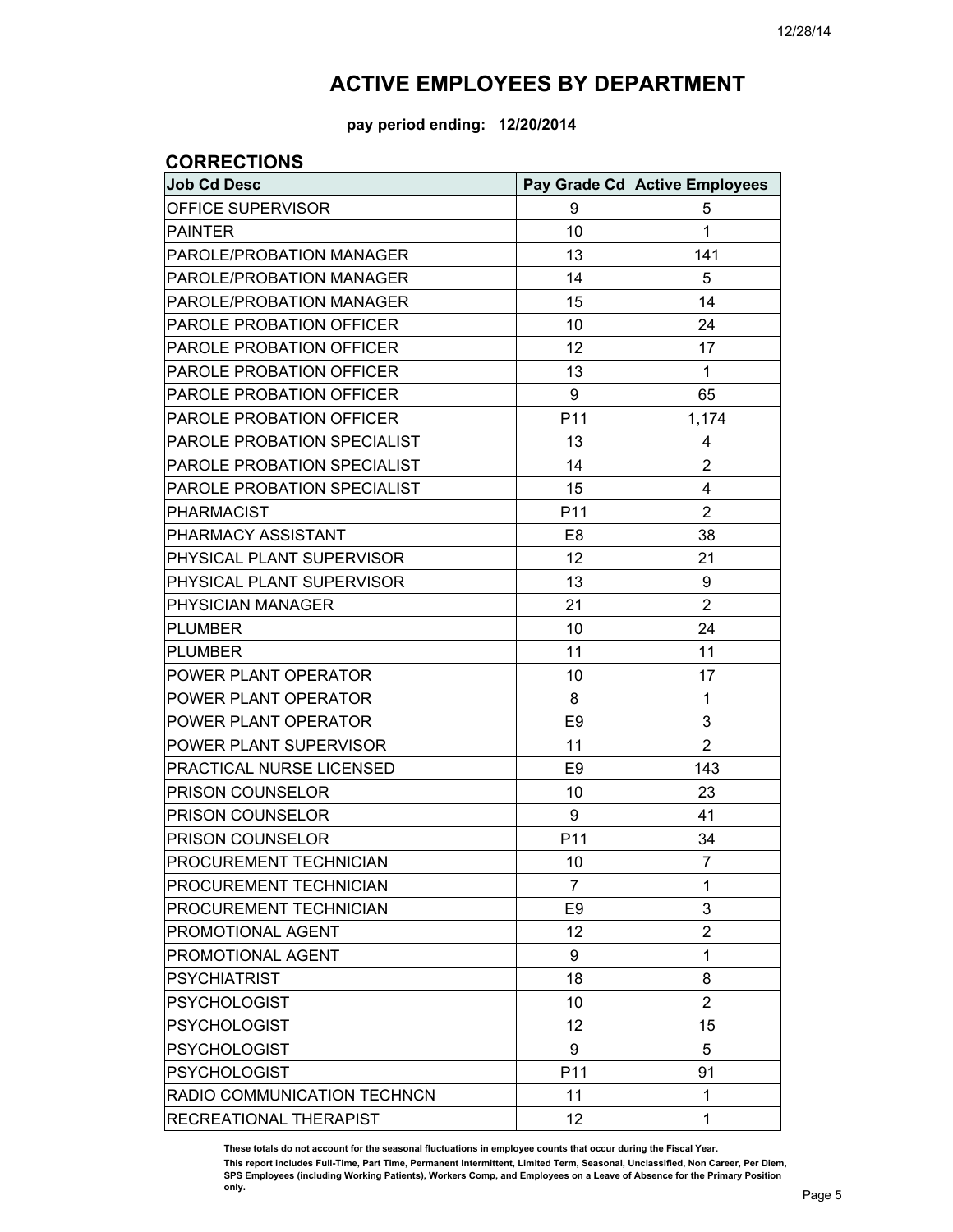# ACTIVE EMPLOYEES BY DEPARTMENT

**pay period ending: 12/20/2014**

## CORRECTIONS

| Job Cd Desc | Pay Grade Cd | Active Employees |
|---|---|---|
| OFFICE SUPERVISOR | 9 | 5 |
| PAINTER | 10 | 1 |
| PAROLE/PROBATION MANAGER | 13 | 141 |
| PAROLE/PROBATION MANAGER | 14 | 5 |
| PAROLE/PROBATION MANAGER | 15 | 14 |
| PAROLE PROBATION OFFICER | 10 | 24 |
| PAROLE PROBATION OFFICER | 12 | 17 |
| PAROLE PROBATION OFFICER | 13 | 1 |
| PAROLE PROBATION OFFICER | 9 | 65 |
| PAROLE PROBATION OFFICER | P11 | 1,174 |
| PAROLE PROBATION SPECIALIST | 13 | 4 |
| PAROLE PROBATION SPECIALIST | 14 | 2 |
| PAROLE PROBATION SPECIALIST | 15 | 4 |
| PHARMACIST | P11 | 2 |
| PHARMACY ASSISTANT | E8 | 38 |
| PHYSICAL PLANT SUPERVISOR | 12 | 21 |
| PHYSICAL PLANT SUPERVISOR | 13 | 9 |
| PHYSICIAN MANAGER | 21 | 2 |
| PLUMBER | 10 | 24 |
| PLUMBER | 11 | 11 |
| POWER PLANT OPERATOR | 10 | 17 |
| POWER PLANT OPERATOR | 8 | 1 |
| POWER PLANT OPERATOR | E9 | 3 |
| POWER PLANT SUPERVISOR | 11 | 2 |
| PRACTICAL NURSE LICENSED | E9 | 143 |
| PRISON COUNSELOR | 10 | 23 |
| PRISON COUNSELOR | 9 | 41 |
| PRISON COUNSELOR | P11 | 34 |
| PROCUREMENT TECHNICIAN | 10 | 7 |
| PROCUREMENT TECHNICIAN | 7 | 1 |
| PROCUREMENT TECHNICIAN | E9 | 3 |
| PROMOTIONAL AGENT | 12 | 2 |
| PROMOTIONAL AGENT | 9 | 1 |
| PSYCHIATRIST | 18 | 8 |
| PSYCHOLOGIST | 10 | 2 |
| PSYCHOLOGIST | 12 | 15 |
| PSYCHOLOGIST | 9 | 5 |
| PSYCHOLOGIST | P11 | 91 |
| RADIO COMMUNICATION TECHNCN | 11 | 1 |
| RECREATIONAL THERAPIST | 12 | 1 |

**These totals do not account for the seasonal fluctuations in employee counts that occur during the Fiscal Year.**

**This report includes Full-Time, Part Time, Permanent Intermittent, Limited Term, Seasonal, Unclassified, Non Career, Per Diem, SPS Employees (including Working Patients), Workers Comp, and Employees on a Leave of Absence for the Primary Position only.**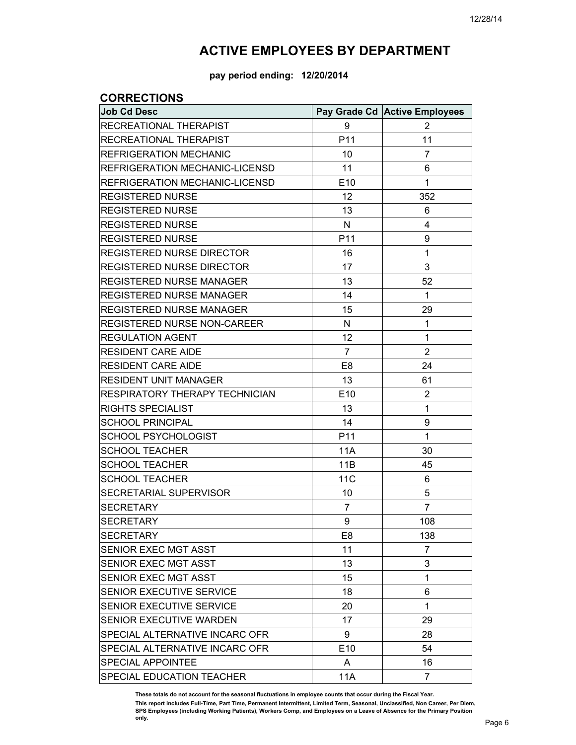# ACTIVE EMPLOYEES BY DEPARTMENT

**pay period ending: 12/20/2014**

## CORRECTIONS

| Job Cd Desc | Pay Grade Cd | Active Employees |
| --- | --- | --- |
| RECREATIONAL THERAPIST | 9 | 2 |
| RECREATIONAL THERAPIST | P11 | 11 |
| REFRIGERATION MECHANIC | 10 | 7 |
| REFRIGERATION MECHANIC-LICENSD | 11 | 6 |
| REFRIGERATION MECHANIC-LICENSD | E10 | 1 |
| REGISTERED NURSE | 12 | 352 |
| REGISTERED NURSE | 13 | 6 |
| REGISTERED NURSE | N | 4 |
| REGISTERED NURSE | P11 | 9 |
| REGISTERED NURSE DIRECTOR | 16 | 1 |
| REGISTERED NURSE DIRECTOR | 17 | 3 |
| REGISTERED NURSE MANAGER | 13 | 52 |
| REGISTERED NURSE MANAGER | 14 | 1 |
| REGISTERED NURSE MANAGER | 15 | 29 |
| REGISTERED NURSE NON-CAREER | N | 1 |
| REGULATION AGENT | 12 | 1 |
| RESIDENT CARE AIDE | 7 | 2 |
| RESIDENT CARE AIDE | E8 | 24 |
| RESIDENT UNIT MANAGER | 13 | 61 |
| RESPIRATORY THERAPY TECHNICIAN | E10 | 2 |
| RIGHTS SPECIALIST | 13 | 1 |
| SCHOOL PRINCIPAL | 14 | 9 |
| SCHOOL PSYCHOLOGIST | P11 | 1 |
| SCHOOL TEACHER | 11A | 30 |
| SCHOOL TEACHER | 11B | 45 |
| SCHOOL TEACHER | 11C | 6 |
| SECRETARIAL SUPERVISOR | 10 | 5 |
| SECRETARY | 7 | 7 |
| SECRETARY | 9 | 108 |
| SECRETARY | E8 | 138 |
| SENIOR EXEC MGT ASST | 11 | 7 |
| SENIOR EXEC MGT ASST | 13 | 3 |
| SENIOR EXEC MGT ASST | 15 | 1 |
| SENIOR EXECUTIVE SERVICE | 18 | 6 |
| SENIOR EXECUTIVE SERVICE | 20 | 1 |
| SENIOR EXECUTIVE WARDEN | 17 | 29 |
| SPECIAL ALTERNATIVE INCARC OFR | 9 | 28 |
| SPECIAL ALTERNATIVE INCARC OFR | E10 | 54 |
| SPECIAL APPOINTEE | A | 16 |
| SPECIAL EDUCATION TEACHER | 11A | 7 |

**These totals do not account for the seasonal fluctuations in employee counts that occur during the Fiscal Year.**

**This report includes Full-Time, Part Time, Permanent Intermittent, Limited Term, Seasonal, Unclassified, Non Career, Per Diem, SPS Employees (including Working Patients), Workers Comp, and Employees on a Leave of Absence for the Primary Position only.**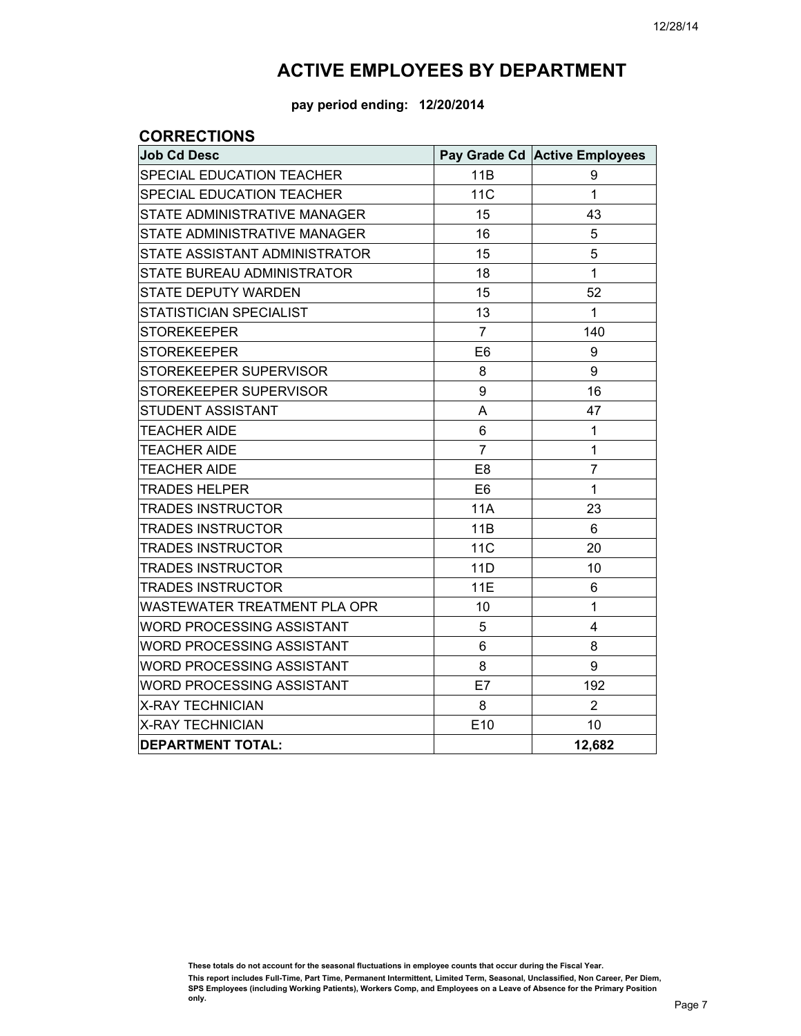# ACTIVE EMPLOYEES BY DEPARTMENT

**pay period ending: 12/20/2014**

## CORRECTIONS

| Job Cd Desc | Pay Grade Cd | Active Employees |
|---|---|---|
| SPECIAL EDUCATION TEACHER | 11B | 9 |
| SPECIAL EDUCATION TEACHER | 11C | 1 |
| STATE ADMINISTRATIVE MANAGER | 15 | 43 |
| STATE ADMINISTRATIVE MANAGER | 16 | 5 |
| STATE ASSISTANT ADMINISTRATOR | 15 | 5 |
| STATE BUREAU ADMINISTRATOR | 18 | 1 |
| STATE DEPUTY WARDEN | 15 | 52 |
| STATISTICIAN SPECIALIST | 13 | 1 |
| STOREKEEPER | 7 | 140 |
| STOREKEEPER | E6 | 9 |
| STOREKEEPER SUPERVISOR | 8 | 9 |
| STOREKEEPER SUPERVISOR | 9 | 16 |
| STUDENT ASSISTANT | A | 47 |
| TEACHER AIDE | 6 | 1 |
| TEACHER AIDE | 7 | 1 |
| TEACHER AIDE | E8 | 7 |
| TRADES HELPER | E6 | 1 |
| TRADES INSTRUCTOR | 11A | 23 |
| TRADES INSTRUCTOR | 11B | 6 |
| TRADES INSTRUCTOR | 11C | 20 |
| TRADES INSTRUCTOR | 11D | 10 |
| TRADES INSTRUCTOR | 11E | 6 |
| WASTEWATER TREATMENT PLA OPR | 10 | 1 |
| WORD PROCESSING ASSISTANT | 5 | 4 |
| WORD PROCESSING ASSISTANT | 6 | 8 |
| WORD PROCESSING ASSISTANT | 8 | 9 |
| WORD PROCESSING ASSISTANT | E7 | 192 |
| X-RAY TECHNICIAN | 8 | 2 |
| X-RAY TECHNICIAN | E10 | 10 |
| **DEPARTMENT TOTAL:** | | **12,682** |

**These totals do not account for the seasonal fluctuations in employee counts that occur during the Fiscal Year.**

**This report includes Full-Time, Part Time, Permanent Intermittent, Limited Term, Seasonal, Unclassified, Non Career, Per Diem, SPS Employees (including Working Patients), Workers Comp, and Employees on a Leave of Absence for the Primary Position only.**